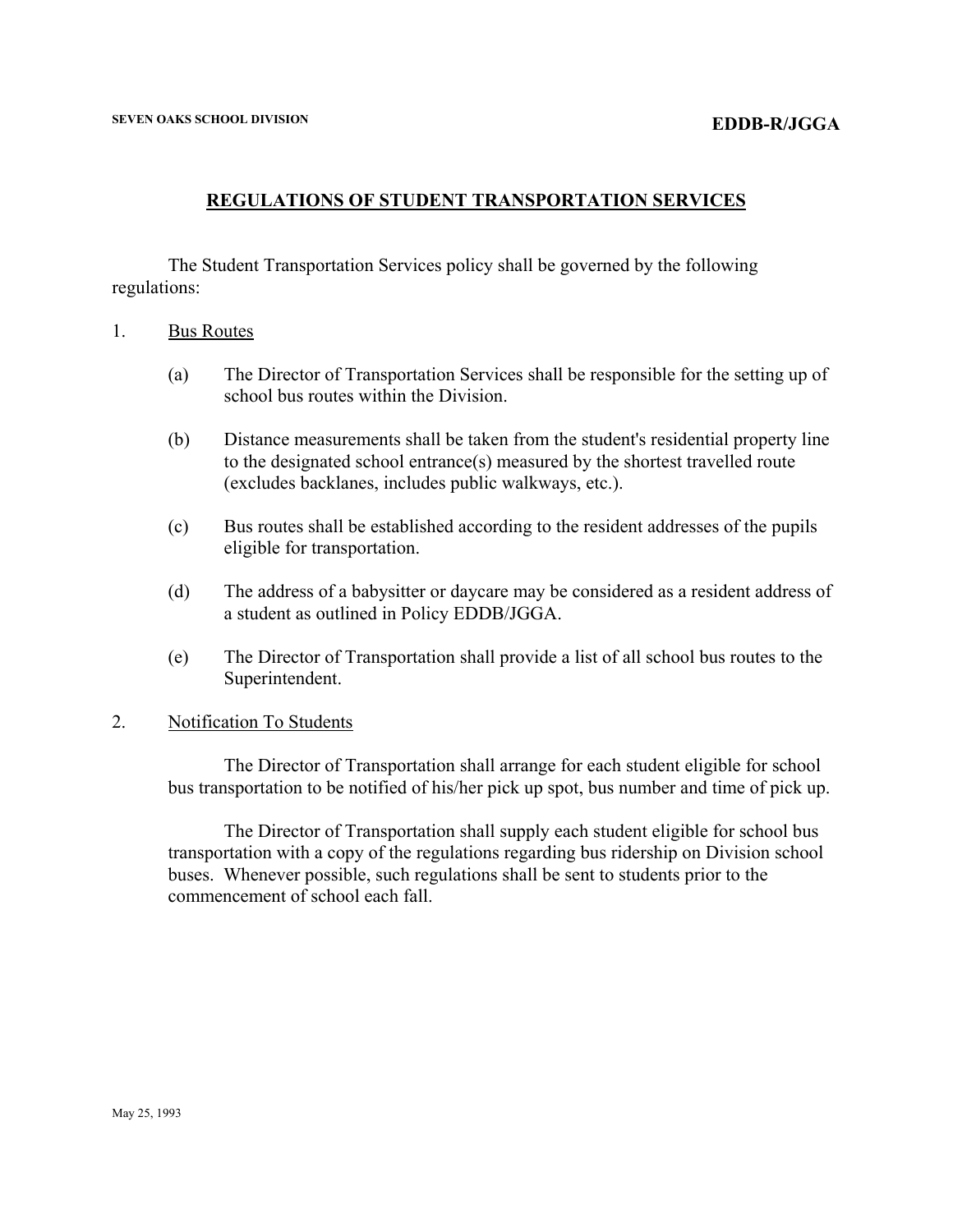SEVEN OAKS SCHOOL DIVISION

**EDDB-R/JGGA**

# REGULATIONS OF STUDENT TRANSPORTATION SERVICES

The Student Transportation Services policy shall be governed by the following regulations:

1. Bus Routes

   (a) The Director of Transportation Services shall be responsible for the setting up of school bus routes within the Division.

   (b) Distance measurements shall be taken from the student's residential property line to the designated school entrance(s) measured by the shortest travelled route (excludes backlanes, includes public walkways, etc.).

   (c) Bus routes shall be established according to the resident addresses of the pupils eligible for transportation.

   (d) The address of a babysitter or daycare may be considered as a resident address of a student as outlined in Policy EDDB/JGGA.

   (e) The Director of Transportation shall provide a list of all school bus routes to the Superintendent.

2. Notification To Students

   The Director of Transportation shall arrange for each student eligible for school bus transportation to be notified of his/her pick up spot, bus number and time of pick up.

   The Director of Transportation shall supply each student eligible for school bus transportation with a copy of the regulations regarding bus ridership on Division school buses. Whenever possible, such regulations shall be sent to students prior to the commencement of school each fall.

May 25, 1993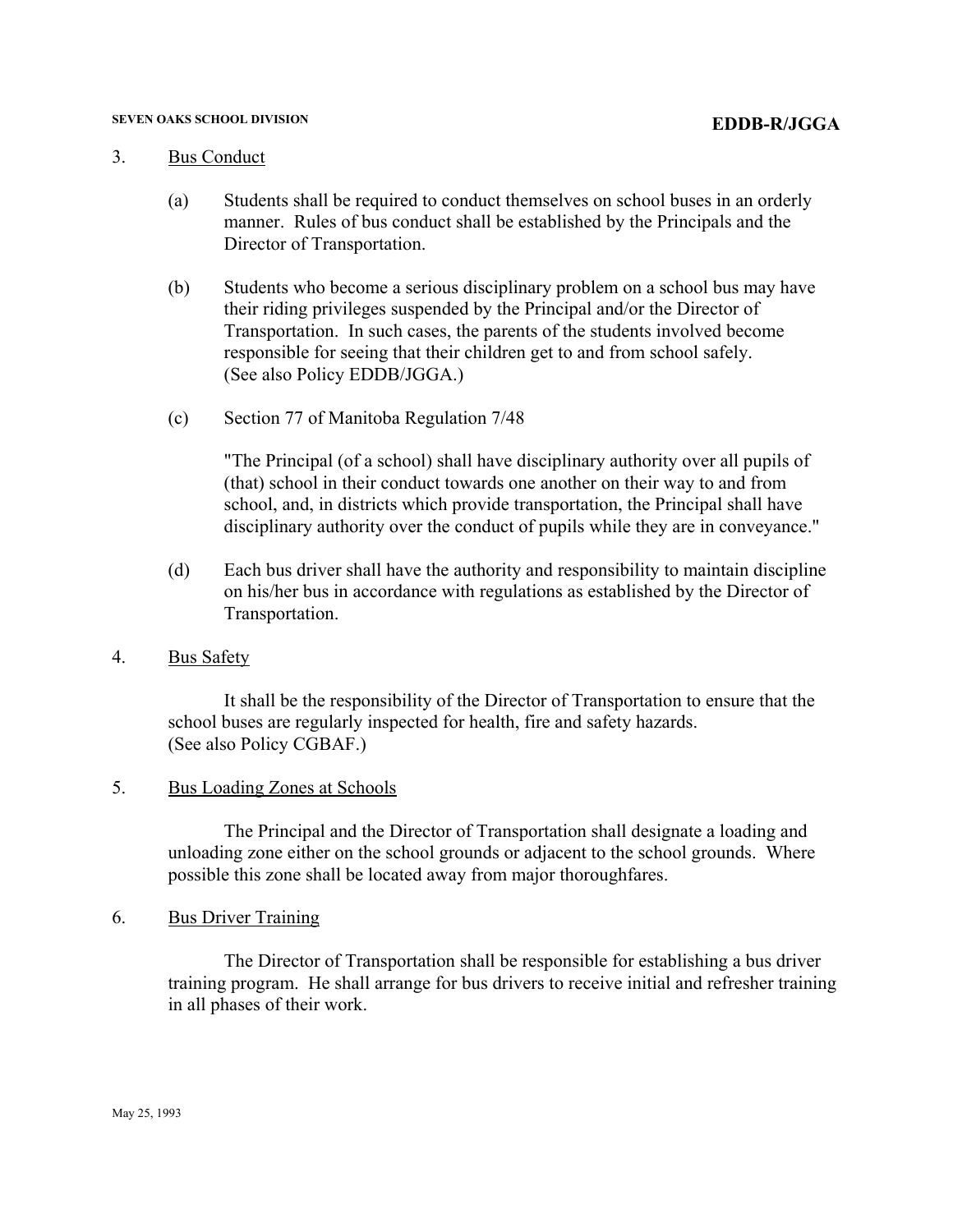3. Bus Conduct

(a) Students shall be required to conduct themselves on school buses in an orderly manner. Rules of bus conduct shall be established by the Principals and the Director of Transportation.

(b) Students who become a serious disciplinary problem on a school bus may have their riding privileges suspended by the Principal and/or the Director of Transportation. In such cases, the parents of the students involved become responsible for seeing that their children get to and from school safely. (See also Policy EDDB/JGGA.)

(c) Section 77 of Manitoba Regulation 7/48

"The Principal (of a school) shall have disciplinary authority over all pupils of (that) school in their conduct towards one another on their way to and from school, and, in districts which provide transportation, the Principal shall have disciplinary authority over the conduct of pupils while they are in conveyance."

(d) Each bus driver shall have the authority and responsibility to maintain discipline on his/her bus in accordance with regulations as established by the Director of Transportation.

4. Bus Safety

It shall be the responsibility of the Director of Transportation to ensure that the school buses are regularly inspected for health, fire and safety hazards. (See also Policy CGBAF.)

5. Bus Loading Zones at Schools

The Principal and the Director of Transportation shall designate a loading and unloading zone either on the school grounds or adjacent to the school grounds. Where possible this zone shall be located away from major thoroughfares.

6. Bus Driver Training

The Director of Transportation shall be responsible for establishing a bus driver training program. He shall arrange for bus drivers to receive initial and refresher training in all phases of their work.